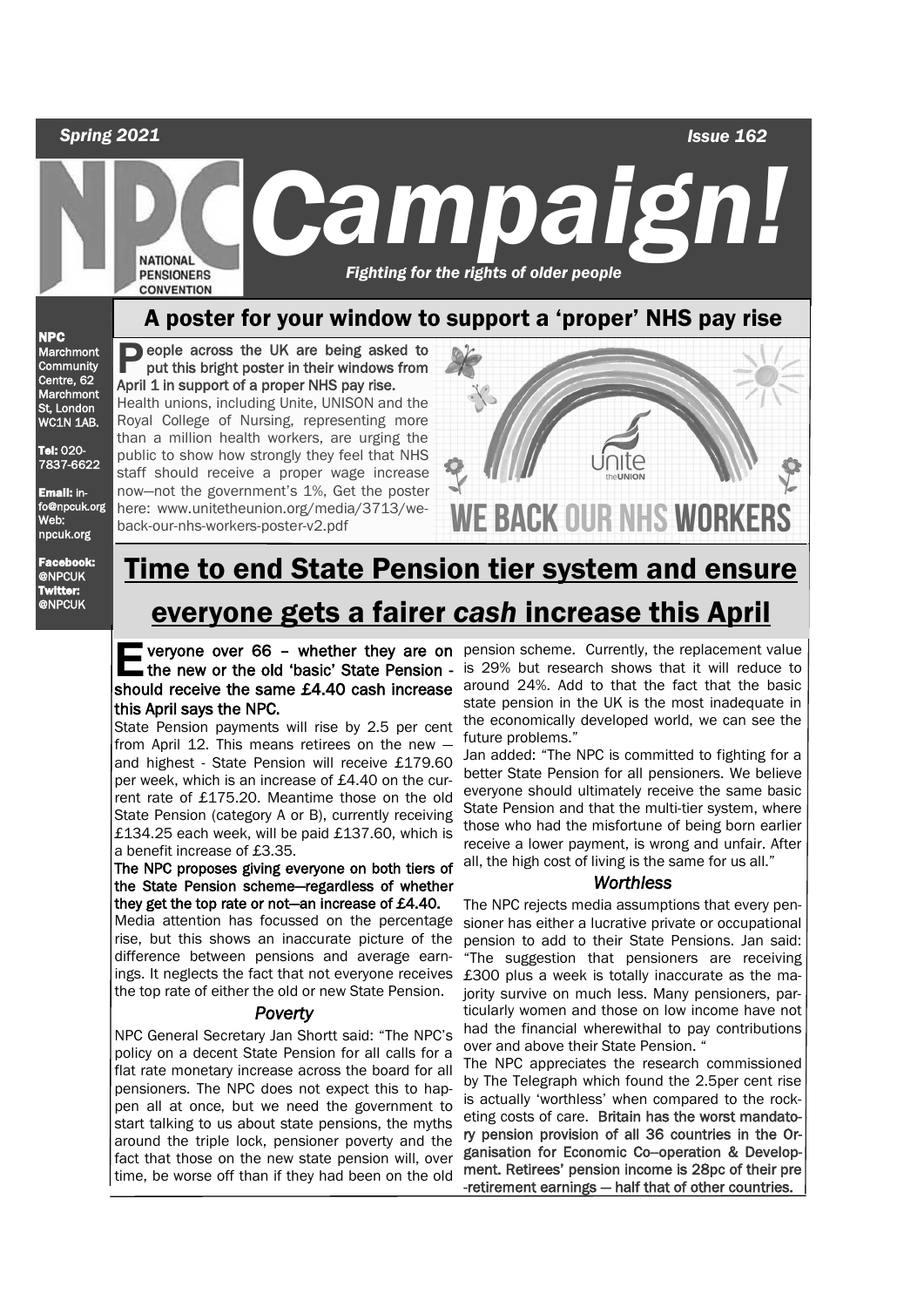*Spring 2021* *Issue 162*

# Campaign!

NATIONAL PENSIONERS CONVENTION

*Fighting for the rights of older people*

**NPC** Marchmont Community Centre, 62 Marchmont St, London WC1N 1AB.

**Tel:** 020-7837-6622

**Email:** info@npcuk.org
**Web:** npcuk.org

**Facebook:** @NPCUK
**Twitter:** @NPCUK

## A poster for your window to support a 'proper' NHS pay rise

**People across the UK are being asked to put this bright poster in their windows from April 1 in support of a proper NHS pay rise.**

Health unions, including Unite, UNISON and the Royal College of Nursing, representing more than a million health workers, are urging the public to show how strongly they feel that NHS staff should receive a proper wage increase now—not the government's 1%, Get the poster here: www.unitetheunion.org/media/3713/we-back-our-nhs-workers-poster-v2.pdf

Unite the UNION — WE BACK OUR NHS WORKERS

## Time to end State Pension tier system and ensure everyone gets a fairer *cash* increase this April

**Everyone over 66 – whether they are on the new or the old 'basic' State Pension - should receive the same £4.40 cash increase this April says the NPC.**

State Pension payments will rise by 2.5 per cent from April 12. This means retirees on the new — and highest - State Pension will receive £179.60 per week, which is an increase of £4.40 on the current rate of £175.20. Meantime those on the old State Pension (category A or B), currently receiving £134.25 each week, will be paid £137.60, which is a benefit increase of £3.35.

**The NPC proposes giving everyone on both tiers of the State Pension scheme—regardless of whether they get the top rate or not—an increase of £4.40.**

Media attention has focussed on the percentage rise, but this shows an inaccurate picture of the difference between pensions and average earnings. It neglects the fact that not everyone receives the top rate of either the old or new State Pension.

### *Poverty*

NPC General Secretary Jan Shortt said: "The NPC's policy on a decent State Pension for all calls for a flat rate monetary increase across the board for all pensioners. The NPC does not expect this to happen all at once, but we need the government to start talking to us about state pensions, the myths around the triple lock, pensioner poverty and the fact that those on the new state pension will, over time, be worse off than if they had been on the old pension scheme. Currently, the replacement value is 29% but research shows that it will reduce to around 24%. Add to that the fact that the basic state pension in the UK is the most inadequate in the economically developed world, we can see the future problems."

Jan added: "The NPC is committed to fighting for a better State Pension for all pensioners. We believe everyone should ultimately receive the same basic State Pension and that the multi-tier system, where those who had the misfortune of being born earlier receive a lower payment, is wrong and unfair. After all, the high cost of living is the same for us all."

### *Worthless*

The NPC rejects media assumptions that every pensioner has either a lucrative private or occupational pension to add to their State Pensions. Jan said: "The suggestion that pensioners are receiving £300 plus a week is totally inaccurate as the majority survive on much less. Many pensioners, particularly women and those on low income have not had the financial wherewithal to pay contributions over and above their State Pension. "

The NPC appreciates the research commissioned by The Telegraph which found the 2.5per cent rise is actually 'worthless' when compared to the rocketing costs of care. **Britain has the worst mandatory pension provision of all 36 countries in the Organisation for Economic Co–operation & Development. Retirees' pension income is 28pc of their pre-retirement earnings — half that of other countries.**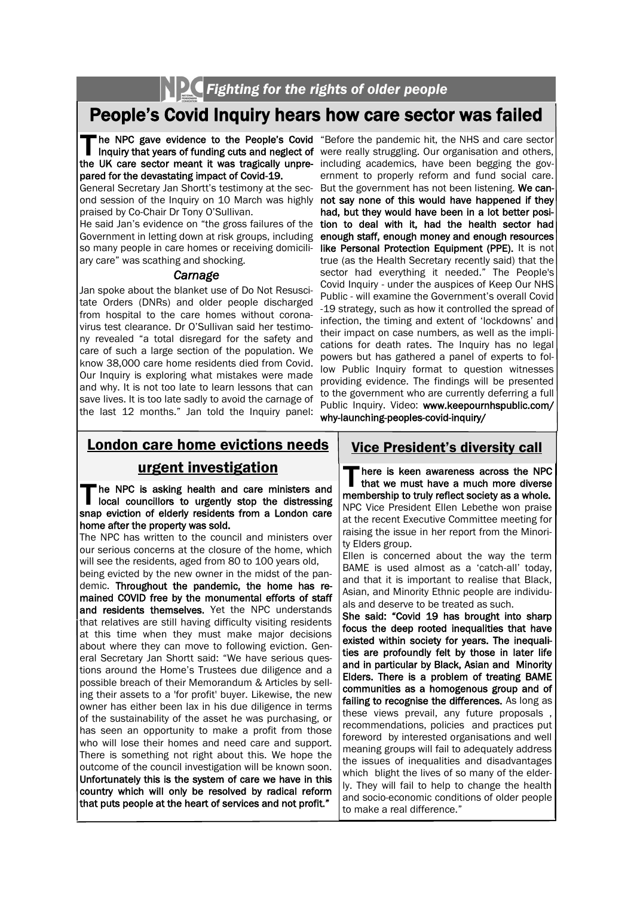*Fighting for the rights of older people*

# People's Covid Inquiry hears how care sector was failed

**The NPC gave evidence to the People's Covid Inquiry that years of funding cuts and neglect of the UK care sector meant it was tragically unprepared for the devastating impact of Covid-19.**

General Secretary Jan Shortt's testimony at the second session of the Inquiry on 10 March was highly praised by Co-Chair Dr Tony O'Sullivan.

He said Jan's evidence on "the gross failures of the Government in letting down at risk groups, including so many people in care homes or receiving domiciliary care" was scathing and shocking.

### *Carnage*

Jan spoke about the blanket use of Do Not Resuscitate Orders (DNRs) and older people discharged from hospital to the care homes without coronavirus test clearance. Dr O'Sullivan said her testimony revealed "a total disregard for the safety and care of such a large section of the population. We know 38,000 care home residents died from Covid. Our Inquiry is exploring what mistakes were made and why. It is not too late to learn lessons that can save lives. It is too late sadly to avoid the carnage of the last 12 months." Jan told the Inquiry panel: "Before the pandemic hit, the NHS and care sector were really struggling. Our organisation and others, including academics, have been begging the government to properly reform and fund social care. But the government has not been listening. **We cannot say none of this would have happened if they had, but they would have been in a lot better position to deal with it, had the health sector had enough staff, enough money and enough resources like Personal Protection Equipment (PPE).** It is not true (as the Health Secretary recently said) that the sector had everything it needed." The People's Covid Inquiry - under the auspices of Keep Our NHS Public - will examine the Government's overall Covid-19 strategy, such as how it controlled the spread of infection, the timing and extent of 'lockdowns' and their impact on case numbers, as well as the implications for death rates. The Inquiry has no legal powers but has gathered a panel of experts to follow Public Inquiry format to question witnesses providing evidence. The findings will be presented to the government who are currently deferring a full Public Inquiry. Video: **www.keepournhspublic.com/why-launching-peoples-covid-inquiry/**

## London care home evictions needs urgent investigation

**The NPC is asking health and care ministers and local councillors to urgently stop the distressing snap eviction of elderly residents from a London care home after the property was sold.**

The NPC has written to the council and ministers over our serious concerns at the closure of the home, which will see the residents, aged from 80 to 100 years old, being evicted by the new owner in the midst of the pandemic. **Throughout the pandemic, the home has remained COVID free by the monumental efforts of staff and residents themselves.** Yet the NPC understands that relatives are still having difficulty visiting residents at this time when they must make major decisions about where they can move to following eviction. General Secretary Jan Shortt said: "We have serious questions around the Home's Trustees due diligence and a possible breach of their Memorandum & Articles by selling their assets to a 'for profit' buyer. Likewise, the new owner has either been lax in his due diligence in terms of the sustainability of the asset he was purchasing, or has seen an opportunity to make a profit from those who will lose their homes and need care and support. There is something not right about this. We hope the outcome of the council investigation will be known soon. **Unfortunately this is the system of care we have in this country which will only be resolved by radical reform that puts people at the heart of services and not profit."**

## Vice President's diversity call

**There is keen awareness across the NPC that we must have a much more diverse membership to truly reflect society as a whole.**

NPC Vice President Ellen Lebethe won praise at the recent Executive Committee meeting for raising the issue in her report from the Minority Elders group.

Ellen is concerned about the way the term BAME is used almost as a 'catch-all' today, and that it is important to realise that Black, Asian, and Minority Ethnic people are individuals and deserve to be treated as such.

**She said: "Covid 19 has brought into sharp focus the deep rooted inequalities that have existed within society for years. The inequalities are profoundly felt by those in later life and in particular by Black, Asian and Minority Elders. There is a problem of treating BAME communities as a homogenous group and of failing to recognise the differences.** As long as these views prevail, any future proposals , recommendations, policies and practices put foreword by interested organisations and well meaning groups will fail to adequately address the issues of inequalities and disadvantages which blight the lives of so many of the elderly. They will fail to help to change the health and socio-economic conditions of older people to make a real difference."